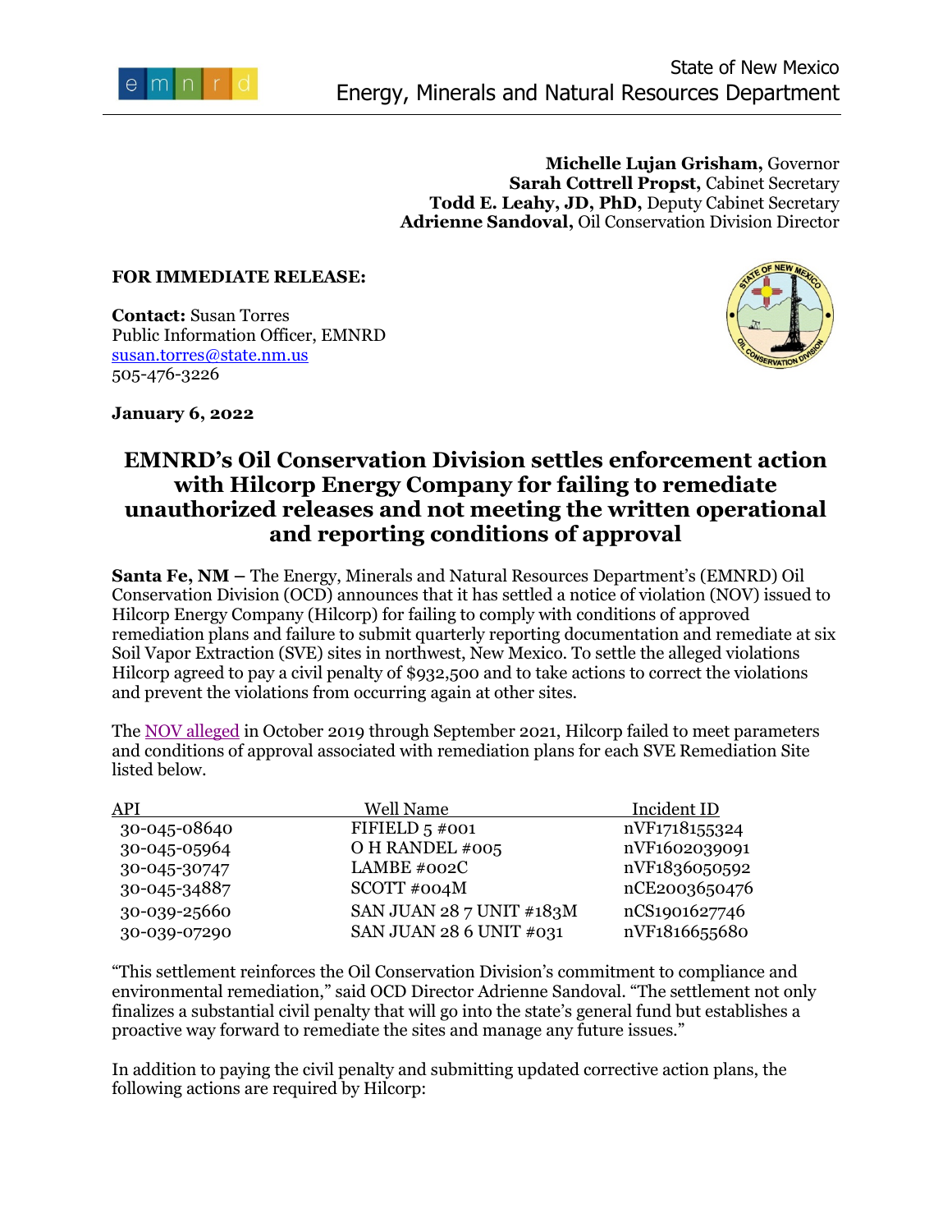State of New Mexico
Energy, Minerals and Natural Resources Department

**Michelle Lujan Grisham,** Governor
**Sarah Cottrell Propst,** Cabinet Secretary
**Todd E. Leahy, JD, PhD,** Deputy Cabinet Secretary
**Adrienne Sandoval,** Oil Conservation Division Director

**FOR IMMEDIATE RELEASE:**

**Contact:** Susan Torres
Public Information Officer, EMNRD
susan.torres@state.nm.us
505-476-3226

**January 6, 2022**

# EMNRD's Oil Conservation Division settles enforcement action with Hilcorp Energy Company for failing to remediate unauthorized releases and not meeting the written operational and reporting conditions of approval

**Santa Fe, NM –** The Energy, Minerals and Natural Resources Department's (EMNRD) Oil Conservation Division (OCD) announces that it has settled a notice of violation (NOV) issued to Hilcorp Energy Company (Hilcorp) for failing to comply with conditions of approved remediation plans and failure to submit quarterly reporting documentation and remediate at six Soil Vapor Extraction (SVE) sites in northwest, New Mexico. To settle the alleged violations Hilcorp agreed to pay a civil penalty of $932,500 and to take actions to correct the violations and prevent the violations from occurring again at other sites.

The NOV alleged in October 2019 through September 2021, Hilcorp failed to meet parameters and conditions of approval associated with remediation plans for each SVE Remediation Site listed below.

| API | Well Name | Incident ID |
|---|---|---|
| 30-045-08640 | FIFIELD 5 #001 | nVF1718155324 |
| 30-045-05964 | O H RANDEL #005 | nVF1602039091 |
| 30-045-30747 | LAMBE #002C | nVF1836050592 |
| 30-045-34887 | SCOTT #004M | nCE2003650476 |
| 30-039-25660 | SAN JUAN 28 7 UNIT #183M | nCS1901627746 |
| 30-039-07290 | SAN JUAN 28 6 UNIT #031 | nVF1816655680 |

"This settlement reinforces the Oil Conservation Division's commitment to compliance and environmental remediation," said OCD Director Adrienne Sandoval. "The settlement not only finalizes a substantial civil penalty that will go into the state's general fund but establishes a proactive way forward to remediate the sites and manage any future issues."

In addition to paying the civil penalty and submitting updated corrective action plans, the following actions are required by Hilcorp: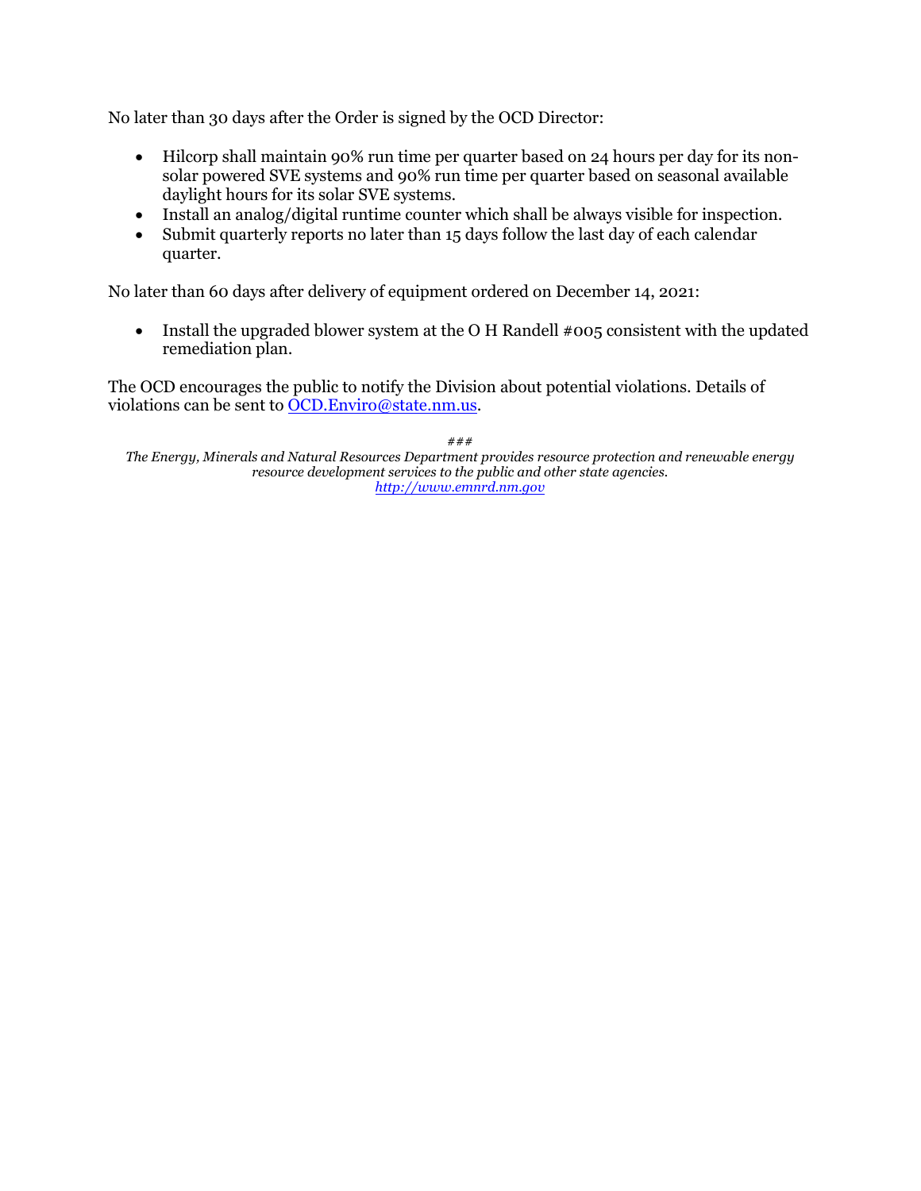No later than 30 days after the Order is signed by the OCD Director:

- Hilcorp shall maintain 90% run time per quarter based on 24 hours per day for its non-solar powered SVE systems and 90% run time per quarter based on seasonal available daylight hours for its solar SVE systems.
- Install an analog/digital runtime counter which shall be always visible for inspection.
- Submit quarterly reports no later than 15 days follow the last day of each calendar quarter.

No later than 60 days after delivery of equipment ordered on December 14, 2021:

- Install the upgraded blower system at the O H Randell #005 consistent with the updated remediation plan.

The OCD encourages the public to notify the Division about potential violations. Details of violations can be sent to [OCD.Enviro@state.nm.us](mailto:OCD.Enviro@state.nm.us).

*###*

*The Energy, Minerals and Natural Resources Department provides resource protection and renewable energy resource development services to the public and other state agencies.*

*[http://www.emnrd.nm.gov](http://www.emnrd.nm.gov)*